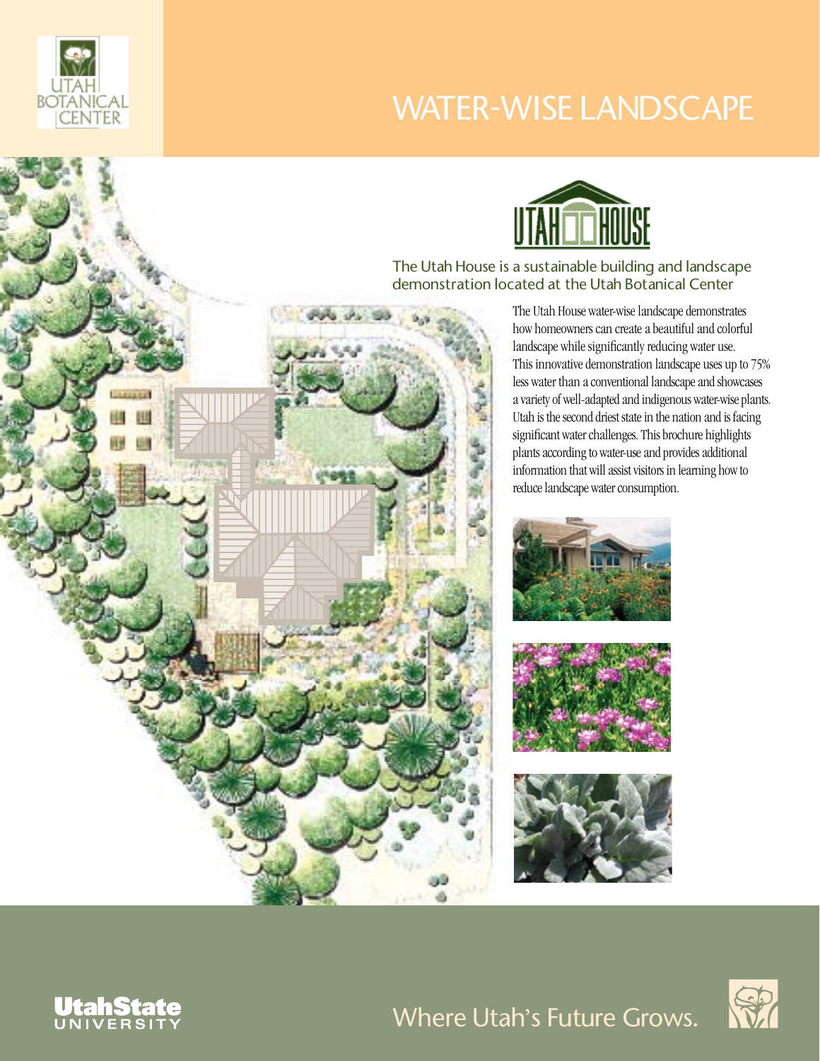# WATER-WISE LANDSCAPE

The Utah House is a sustainable building and landscape demonstration located at the Utah Botanical Center

The Utah House water-wise landscape demonstrates how homeowners can create a beautiful and colorful landscape while significantly reducing water use. This innovative demonstration landscape uses up to 75% less water than a conventional landscape and showcases a variety of well-adapted and indigenous water-wise plants. Utah is the second driest state in the nation and is facing significant water challenges. This brochure highlights plants according to water-use and provides additional information that will assist visitors in learning how to reduce landscape water consumption.

Where Utah's Future Grows.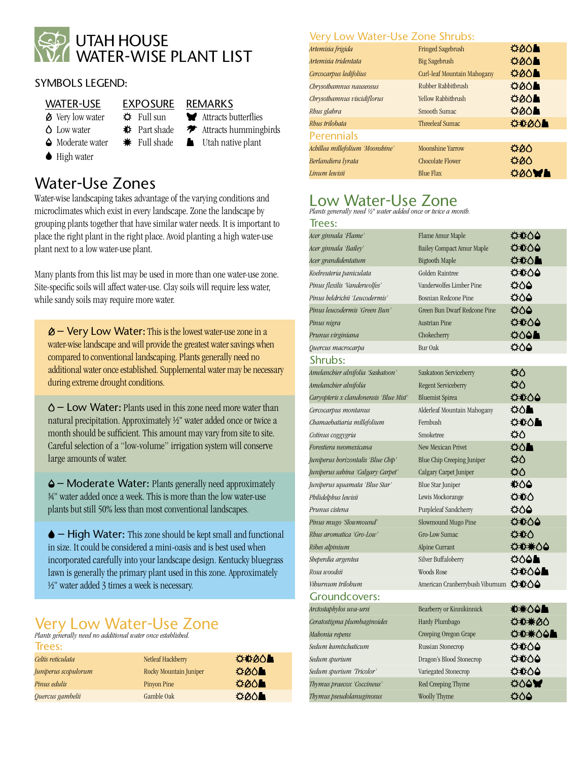# UTAH HOUSE WATER-WISE PLANT LIST

## SYMBOLS LEGEND:

| WATER-USE | EXPOSURE | REMARKS |
|---|---|---|
| Very low water | Full sun | Attracts butterflies |
| Low water | Part shade | Attracts hummingbirds |
| Moderate water | Full shade | Utah native plant |
| High water | | |

## Water-Use Zones

Water-wise landscaping takes advantage of the varying conditions and microclimates which exist in every landscape. Zone the landscape by grouping plants together that have similar water needs. It is important to place the right plant in the right place. Avoid planting a high water-use plant next to a low water-use plant.

Many plants from this list may be used in more than one water-use zone. Site-specific soils will affect water-use. Clay soils will require less water, while sandy soils may require more water.

**– Very Low Water:** This is the lowest water-use zone in a water-wise landscape and will provide the greatest water savings when compared to conventional landscaping. Plants generally need no additional water once established. Supplemental water may be necessary during extreme drought conditions.

**– Low Water:** Plants used in this zone need more water than natural precipitation. Approximately ½" water added once or twice a month should be sufficient. This amount may vary from site to site. Careful selection of a "low-volume" irrigation system will conserve large amounts of water.

**– Moderate Water:** Plants generally need approximately ¾" water added once a week. This is more than the low water-use plants but still 50% less than most conventional landscapes.

**– High Water:** This zone should be kept small and functional in size. It could be considered a mini-oasis and is best used when incorporated carefully into your landscape design. Kentucky bluegrass lawn is generally the primary plant used in this zone. Approximately ½" water added 3 times a week is necessary.

## Very Low Water-Use Zone

*Plants generally need no additional water once established.*

### Trees:

| Scientific Name | Common Name | Symbols |
|---|---|---|
| *Celtis reticulata* | Netleaf Hackberry | Full sun, Part shade, Very low water, Low water, Utah native |
| *Juniperus scopulorum* | Rocky Mountain Juniper | Full sun, Very low water, Low water, Utah native |
| *Pinus edulis* | Pinyon Pine | Full sun, Very low water, Low water, Utah native |
| *Quercus gambelii* | Gamble Oak | Full sun, Very low water, Low water, Utah native |

### Very Low Water-Use Zone Shrubs:

| Scientific Name | Common Name | Symbols |
|---|---|---|
| *Artemisia frigida* | Fringed Sagebrush | Full sun, Very low water, Low water, Utah native |
| *Artemisia tridentata* | Big Sagebrush | Full sun, Very low water, Low water, Utah native |
| *Cercocarpus ledifolius* | Curl-leaf Mountain Mahogany | Full sun, Very low water, Low water, Utah native |
| *Chrysothamnus nauseosus* | Rubber Rabbitbrush | Full sun, Very low water, Low water, Utah native |
| *Chrysothamnus viscidiflorus* | Yellow Rabbitbrush | Full sun, Very low water, Low water, Utah native |
| *Rhus glabra* | Smooth Sumac | Full sun, Very low water, Low water, Utah native |
| *Rhus trilobata* | Threeleaf Sumac | Full sun, Part shade, Very low water, Low water, Utah native |

### Perennials

| Scientific Name | Common Name | Symbols |
|---|---|---|
| *Achillea millefolium 'Moonshine'* | Moonshine Yarrow | Full sun, Very low water, Low water |
| *Berlandiera lyrata* | Chocolate Flower | Full sun, Very low water, Low water |
| *Linum lewisii* | Blue Flax | Full sun, Very low water, Low water, Attracts butterflies, Utah native |

## Low Water-Use Zone

*Plants generally need ½" water added once or twice a month.*

### Trees:

| Scientific Name | Common Name | Symbols |
|---|---|---|
| *Acer ginnala 'Flame'* | Flame Amur Maple | Full sun, Part shade, Low water, Moderate water |
| *Acer ginnala 'Bailey'* | Bailey Compact Amur Maple | Full sun, Part shade, Low water, Moderate water |
| *Acer grandidentatum* | Bigtooth Maple | Full sun, Part shade, Low water, Utah native |
| *Koelreuteria paniculata* | Golden Raintree | Full sun, Part shade, Low water, Moderate water |
| *Pinus flexilis 'Vanderwolfes'* | Vanderwolfes Limber Pine | Full sun, Low water, Moderate water |
| *Pinus heldreichii 'Leucodermis'* | Bosnian Redcone Pine | Full sun, Low water, Moderate water |
| *Pinus leucodermis 'Green Bun'* | Green Bun Dwarf Redcone Pine | Full sun, Low water, Moderate water |
| *Pinus nigra* | Austrian Pine | Full sun, Part shade, Low water, Moderate water |
| *Prunus virginiana* | Chokecherry | Full sun, Low water, Moderate water, Utah native |
| *Quercus macrocarpa* | Bur Oak | Full sun, Low water, Moderate water |

### Shrubs:

| Scientific Name | Common Name | Symbols |
|---|---|---|
| *Amelanchier alnifolia 'Saskatoon'* | Saskatoon Serviceberry | Full sun, Low water |
| *Amelanchier alnifolia* | Regent Serviceberry | Full sun, Low water |
| *Caryopteris x clandonensis 'Blue Mist'* | Bluemist Spirea | Full sun, Part shade, Low water, Moderate water |
| *Cercocarpus montanus* | Alderleaf Mountain Mahogany | Full sun, Low water, Utah native |
| *Chamaebatiaria millefolium* | Fernbush | Full sun, Part shade, Low water, Utah native |
| *Cotinus coggygria* | Smoketree | Full sun, Low water |
| *Forestiera neomexicana* | New Mexican Privet | Full sun, Low water, Utah native |
| *Juniperus horizontalis 'Blue Chip'* | Blue Chip Creeping Juniper | Full sun, Low water |
| *Juniperus sabina 'Calgary Carpet'* | Calgary Carpet Juniper | Full sun, Low water |
| *Juniperus squamata 'Blue Star'* | Blue Star Juniper | Part shade, Low water, Moderate water |
| *Philidelphus lewisii* | Lewis Mockorange | Full sun, Part shade, Low water |
| *Prunus cistena* | Purpleleaf Sandcherry | Full sun, Low water, Moderate water |
| *Pinus mugo 'Slowmound'* | Slowmound Mugo Pine | Full sun, Part shade, Low water, Moderate water |
| *Rhus aromatica 'Gro-Low'* | Gro-Low Sumac | Full sun, Part shade, Low water |
| *Ribes alpinium* | Alpine Currant | Full sun, Part shade, Full shade, Low water, Moderate water |
| *Sheperdia argentea* | Silver Buffaloberry | Full sun, Low water, Moderate water, Utah native |
| *Rosa woodsii* | Woods Rose | Full sun, Part shade, Low water, Moderate water, Utah native |
| *Viburnum trilobum* | American Cranberrybush Viburnum | Full sun, Part shade, Low water, Moderate water |

### Groundcovers:

| Scientific Name | Common Name | Symbols |
|---|---|---|
| *Arctostaphylos uva-ursi* | Bearberry or Kinnikinnick | Part shade, Full shade, Low water, Moderate water, Utah native |
| *Ceratostigma plumbaginoides* | Hardy Plumbago | Full sun, Part shade, Full shade, Very low water, Low water |
| *Mahonia repens* | Creeping Oregon Grape | Full sun, Part shade, Full shade, Low water, Moderate water, Utah native |
| *Sedum kamtschaticum* | Russian Stonecrop | Full sun, Part shade, Low water, Moderate water |
| *Sedum spurium* | Dragon's Blood Stonecrop | Full sun, Part shade, Low water, Moderate water |
| *Sedum spurium 'Tricolor'* | Variegated Stonecrop | Full sun, Part shade, Low water, Moderate water |
| *Thymus praecox 'Coccineus'* | Red Creeping Thyme | Full sun, Low water, Moderate water, Attracts butterflies |
| *Thymus pseudolanuginosus* | Woolly Thyme | Full sun, Low water, Moderate water |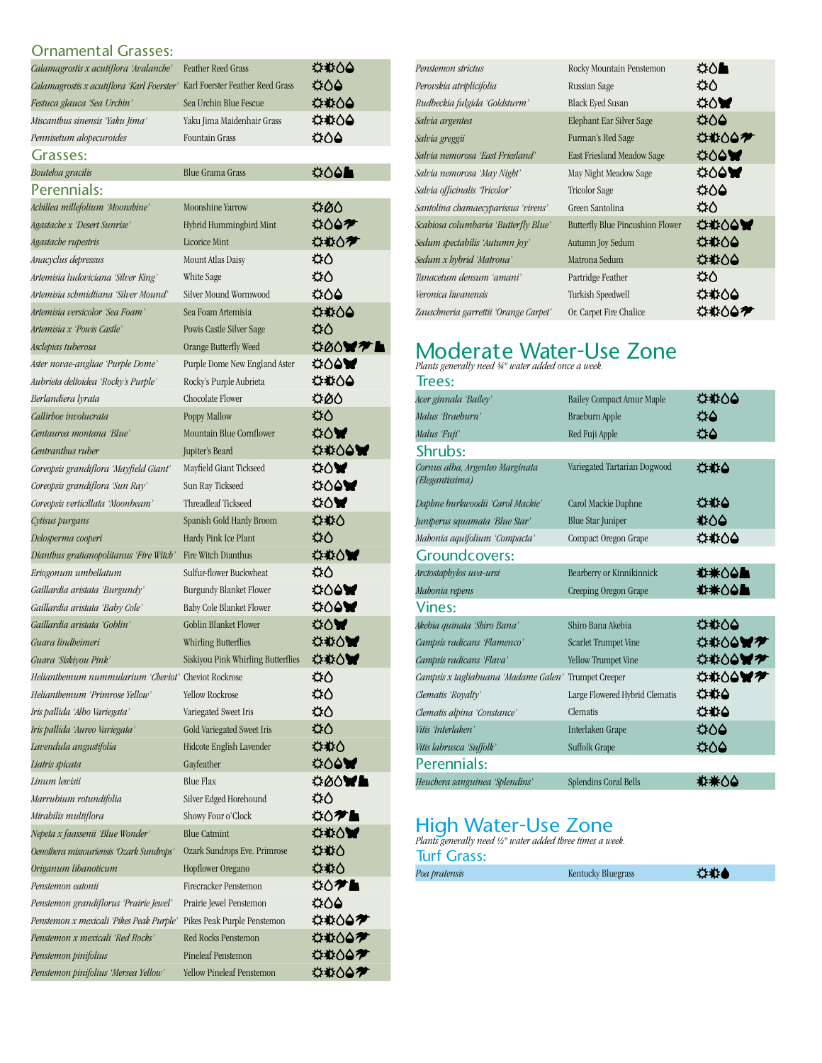## Ornamental Grasses:

| | | |
|---|---|---|
| *Calamagrostis x acutiflora 'Avalanche'* | Feather Reed Grass | |
| *Calamagrostis x acutiflora 'Karl Foerster'* | Karl Foerster Feather Reed Grass | |
| *Festuca glauca 'Sea Urchin'* | Sea Urchin Blue Fescue | |
| *Miscanthus sinensis 'Yaku Jima'* | Yaku Jima Maidenhair Grass | |
| *Pennisetum alopecuroides* | Fountain Grass | |

## Grasses:

| | | |
|---|---|---|
| *Bouteloa gracilis* | Blue Grama Grass | |

## Perennials:

| | | |
|---|---|---|
| *Achillea millefolium 'Moonshine'* | Moonshine Yarrow | |
| *Agastache x 'Desert Sunrise'* | Hybrid Hummingbird Mint | |
| *Agastache rupestris* | Licorice Mint | |
| *Anacyclus depressus* | Mount Atlas Daisy | |
| *Artemisia ludoviciana 'Silver King'* | White Sage | |
| *Artemisia schmidtiana 'Silver Mound'* | Silver Mound Wormwood | |
| *Artemisia versicolor 'Sea Foam'* | Sea Foam Artemisia | |
| *Artemisia x 'Powis Castle'* | Powis Castle Silver Sage | |
| *Asclepias tuberosa* | Orange Butterfly Weed | |
| *Aster novae-angliae 'Purple Dome'* | Purple Dome New England Aster | |
| *Aubrieta deltoidea 'Rocky's Purple'* | Rocky's Purple Aubrieta | |
| *Berlandiera lyrata* | Chocolate Flower | |
| *Callirhoe involucrata* | Poppy Mallow | |
| *Centaurea montana 'Blue'* | Mountain Blue Cornflower | |
| *Centranthus ruber* | Jupiter's Beard | |
| *Coreopsis grandiflora 'Mayfield Giant'* | Mayfield Giant Tickseed | |
| *Coreopsis grandiflora 'Sun Ray'* | Sun Ray Tickseed | |
| *Coreopsis verticillata 'Moonbeam'* | Threadleaf Tickseed | |
| *Cytisus purgans* | Spanish Gold Hardy Broom | |
| *Delosperma cooperi* | Hardy Pink Ice Plant | |
| *Dianthus gratianopolitanus 'Fire Witch'* | Fire Witch Dianthus | |
| *Eriogonum umbellatum* | Sulfur-flower Buckwheat | |
| *Gaillardia aristata 'Burgundy'* | Burgundy Blanket Flower | |
| *Gaillardia aristata 'Baby Cole'* | Baby Cole Blanket Flower | |
| *Gaillardia aristata 'Goblin'* | Goblin Blanket Flower | |
| *Guara lindheimeri* | Whirling Butterflies | |
| *Guara 'Siskiyou Pink'* | Siskiyou Pink Whirling Butterflies | |
| *Helianthemum nummularium 'Cheviot'* | Cheviot Rockrose | |
| *Helianthemum 'Primrose Yellow'* | Yellow Rockrose | |
| *Iris pallida 'Albo Variegata'* | Variegated Sweet Iris | |
| *Iris pallida 'Aureo Variegata'* | Gold Variegated Sweet Iris | |
| *Lavendula angustifolia* | Hidcote English Lavender | |
| *Liatris spicata* | Gayfeather | |
| *Linum lewisii* | Blue Flax | |
| *Marrubium rotundifolia* | Silver Edged Horehound | |
| *Mirabilis multiflora* | Showy Four o'Clock | |
| *Nepeta x faassenii 'Blue Wonder'* | Blue Catmint | |
| *Oenothera missouriensis 'Ozark Sundrops'* | Ozark Sundrops Eve. Primrose | |
| *Origanum libanoticum* | Hopflower Oregano | |
| *Penstemon eatonii* | Firecracker Penstemon | |
| *Penstemon grandiflorus 'Prairie Jewel'* | Prairie Jewel Penstemon | |
| *Penstemon x mexicali 'Pikes Peak Purple'* | Pikes Peak Purple Penstemon | |
| *Penstemon x mexicali 'Red Rocks'* | Red Rocks Penstemon | |
| *Penstemon pinifolius* | Pineleaf Penstemon | |
| *Penstemon pinifolius 'Mersea Yellow'* | Yellow Pineleaf Penstemon | |
| *Penstemon strictus* | Rocky Mountain Penstemon | |
| *Perovskia atriplicifolia* | Russian Sage | |
| *Rudbeckia fulgida 'Goldsturm'* | Black Eyed Susan | |
| *Salvia argentea* | Elephant Ear Silver Sage | |
| *Salvia greggii* | Furman's Red Sage | |
| *Salvia nemorosa 'East Friesland'* | East Friesland Meadow Sage | |
| *Salvia nemorosa 'May Night'* | May Night Meadow Sage | |
| *Salvia officinalis 'Tricolor'* | Tricolor Sage | |
| *Santolina chamaecyparissus 'virens'* | Green Santolina | |
| *Scabiosa columbaria 'Butterfly Blue'* | Butterfly Blue Pincushion Flower | |
| *Sedum spectabilis 'Autumn Joy'* | Autumn Joy Sedum | |
| *Sedum x hybrid 'Matrona'* | Matrona Sedum | |
| *Tanacetum densum 'amani'* | Partridge Feather | |
| *Veronica liwanensis* | Turkish Speedwell | |
| *Zauschneria garrettii 'Orange Carpet'* | Or. Carpet Fire Chalice | |

# Moderate Water-Use Zone

*Plants generally need ¾" water added once a week.*

## Trees:

| | | |
|---|---|---|
| *Acer ginnala 'Bailey'* | Bailey Compact Amur Maple | |
| *Malus 'Braeburn'* | Braeburn Apple | |
| *Malus 'Fuji'* | Red Fuji Apple | |

## Shrubs:

| | | |
|---|---|---|
| *Cornus alba, Argenteo Marginata (Elegantissima)* | Variegated Tartarian Dogwood | |
| *Daphne burkwoodii 'Carol Mackie'* | Carol Mackie Daphne | |
| *Juniperus squamata 'Blue Star'* | Blue Star Juniper | |
| *Mahonia aquifolium 'Compacta'* | Compact Oregon Grape | |

## Groundcovers:

| | | |
|---|---|---|
| *Arctostaphylos uva-ursi* | Bearberry or Kinnikinnick | |
| *Mahonia repens* | Creeping Oregon Grape | |

## Vines:

| | | |
|---|---|---|
| *Akebia quinata 'Shiro Bana'* | Shiro Bana Akebia | |
| *Campsis radicans 'Flamenco'* | Scarlet Trumpet Vine | |
| *Campsis radicans 'Flava'* | Yellow Trumpet Vine | |
| *Campsis x tagliabuana 'Madame Galen'* | Trumpet Creeper | |
| *Clematis 'Royalty'* | Large Flowered Hybrid Clematis | |
| *Clematis alpina 'Constance'* | Clematis | |
| *Vitis 'Interlaken'* | Interlaken Grape | |
| *Vitis labrusca 'Suffolk'* | Suffolk Grape | |

## Perennials:

| | | |
|---|---|---|
| *Heuchera sanguinea 'Splendins'* | Splendins Coral Bells | |

# High Water-Use Zone

*Plants generally need ½" water added three times a week.*

## Turf Grass:

| | | |
|---|---|---|
| *Poa pratensis* | Kentucky Bluegrass | |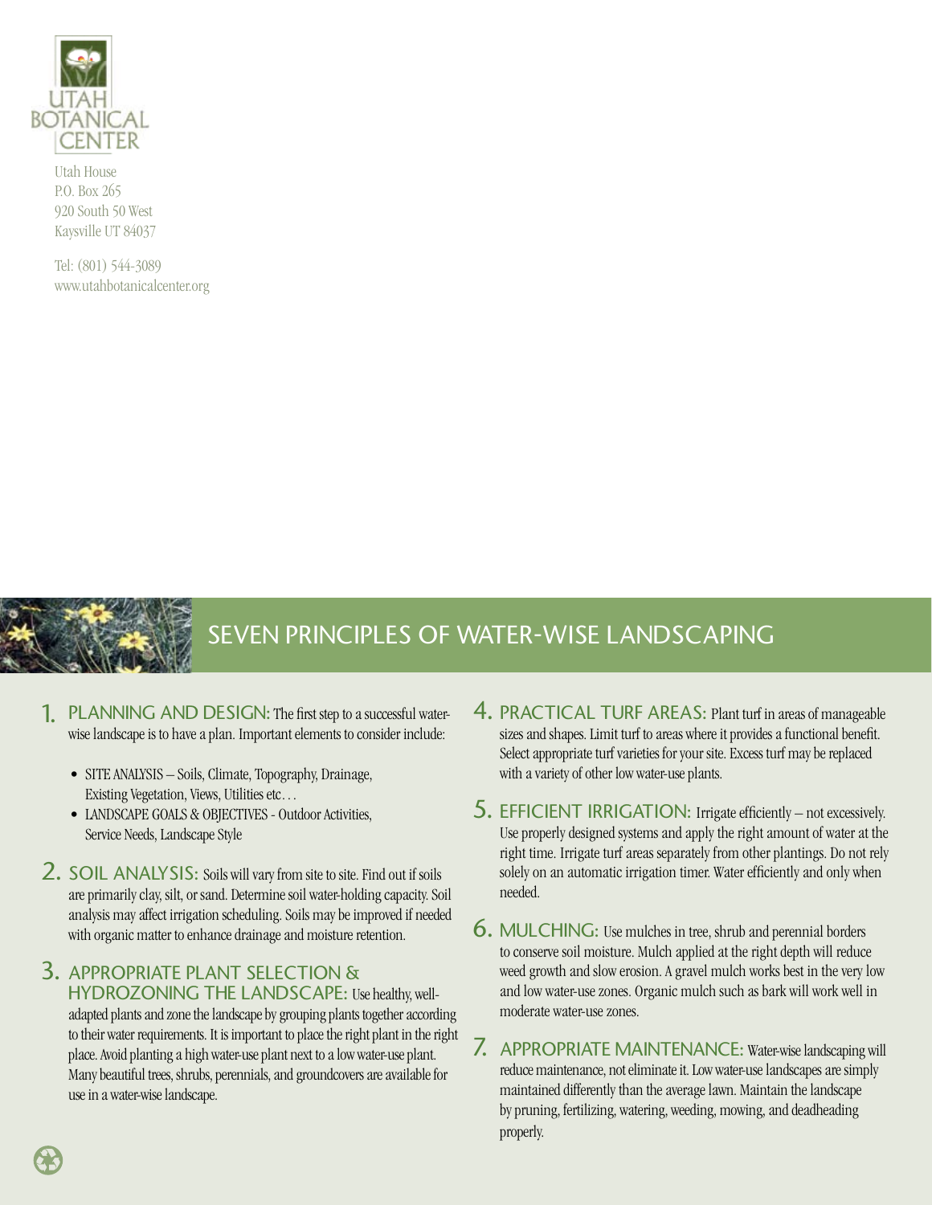UTAH BOTANICAL CENTER

Utah House
P.O. Box 265
920 South 50 West
Kaysville UT 84037

Tel: (801) 544-3089
www.utahbotanicalcenter.org

# SEVEN PRINCIPLES OF WATER-WISE LANDSCAPING

1. **PLANNING AND DESIGN:** The first step to a successful water-wise landscape is to have a plan. Important elements to consider include:

   - SITE ANALYSIS – Soils, Climate, Topography, Drainage, Existing Vegetation, Views, Utilities etc…
   - LANDSCAPE GOALS & OBJECTIVES - Outdoor Activities, Service Needs, Landscape Style

2. **SOIL ANALYSIS:** Soils will vary from site to site. Find out if soils are primarily clay, silt, or sand. Determine soil water-holding capacity. Soil analysis may affect irrigation scheduling. Soils may be improved if needed with organic matter to enhance drainage and moisture retention.

3. **APPROPRIATE PLANT SELECTION & HYDROZONING THE LANDSCAPE:** Use healthy, well-adapted plants and zone the landscape by grouping plants together according to their water requirements. It is important to place the right plant in the right place. Avoid planting a high water-use plant next to a low water-use plant. Many beautiful trees, shrubs, perennials, and groundcovers are available for use in a water-wise landscape.

4. **PRACTICAL TURF AREAS:** Plant turf in areas of manageable sizes and shapes. Limit turf to areas where it provides a functional benefit. Select appropriate turf varieties for your site. Excess turf may be replaced with a variety of other low water-use plants.

5. **EFFICIENT IRRIGATION:** Irrigate efficiently – not excessively. Use properly designed systems and apply the right amount of water at the right time. Irrigate turf areas separately from other plantings. Do not rely solely on an automatic irrigation timer. Water efficiently and only when needed.

6. **MULCHING:** Use mulches in tree, shrub and perennial borders to conserve soil moisture. Mulch applied at the right depth will reduce weed growth and slow erosion. A gravel mulch works best in the very low and low water-use zones. Organic mulch such as bark will work well in moderate water-use zones.

7. **APPROPRIATE MAINTENANCE:** Water-wise landscaping will reduce maintenance, not eliminate it. Low water-use landscapes are simply maintained differently than the average lawn. Maintain the landscape by pruning, fertilizing, watering, weeding, mowing, and deadheading properly.